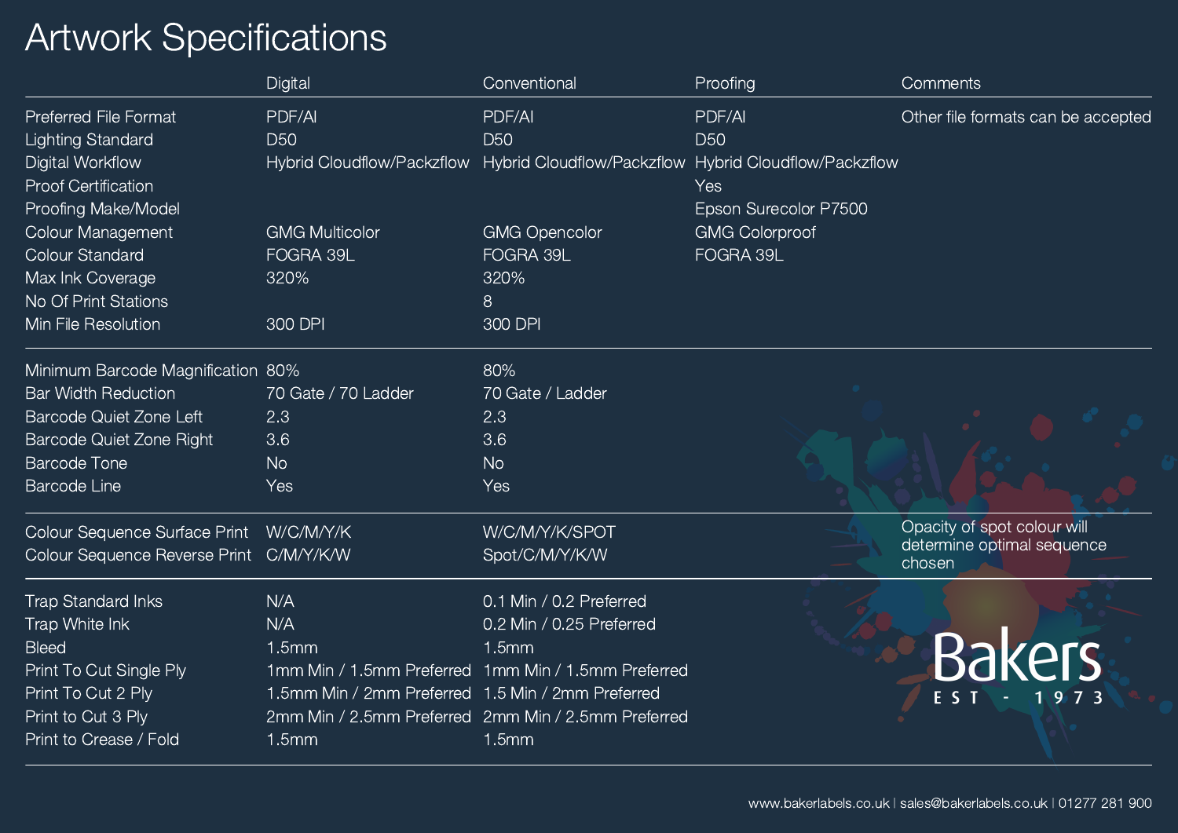# Artwork Specifications

| | Digital | Conventional | Proofing | Comments |
|---|---|---|---|---|
| Preferred File Format | PDF/AI | PDF/AI | PDF/AI | Other file formats can be accepted |
| Lighting Standard | D50 | D50 | D50 | |
| Digital Workflow | Hybrid Cloudflow/Packzflow | Hybrid Cloudflow/Packzflow | Hybrid Cloudflow/Packzflow | |
| Proof Certification | | | Yes | |
| Proofing Make/Model | | | Epson Surecolor P7500 | |
| Colour Management | GMG Multicolor | GMG Opencolor | GMG Colorproof | |
| Colour Standard | FOGRA 39L | FOGRA 39L | FOGRA 39L | |
| Max Ink Coverage | 320% | 320% | | |
| No Of Print Stations | | 8 | | |
| Min File Resolution | 300 DPI | 300 DPI | | |
| Minimum Barcode Magnification | 80% | 80% | | |
| Bar Width Reduction | 70 Gate / 70 Ladder | 70 Gate / Ladder | | |
| Barcode Quiet Zone Left | 2.3 | 2.3 | | |
| Barcode Quiet Zone Right | 3.6 | 3.6 | | |
| Barcode Tone | No | No | | |
| Barcode Line | Yes | Yes | | |
| Colour Sequence Surface Print | W/C/M/Y/K | W/C/M/Y/K/SPOT | | Opacity of spot colour will determine optimal sequence chosen |
| Colour Sequence Reverse Print | C/M/Y/K/W | Spot/C/M/Y/K/W | | |
| Trap Standard Inks | N/A | 0.1 Min / 0.2 Preferred | | |
| Trap White Ink | N/A | 0.2 Min / 0.25 Preferred | | |
| Bleed | 1.5mm | 1.5mm | | |
| Print To Cut Single Ply | 1mm Min / 1.5mm Preferred | 1mm Min / 1.5mm Preferred | | |
| Print To Cut 2 Ply | 1.5mm Min / 2mm Preferred | 1.5 Min / 2mm Preferred | | |
| Print to Cut 3 Ply | 2mm Min / 2.5mm Preferred | 2mm Min / 2.5mm Preferred | | |
| Print to Crease / Fold | 1.5mm | 1.5mm | | |

Bakers
EST - 1973

www.bakerlabels.co.uk | sales@bakerlabels.co.uk | 01277 281 900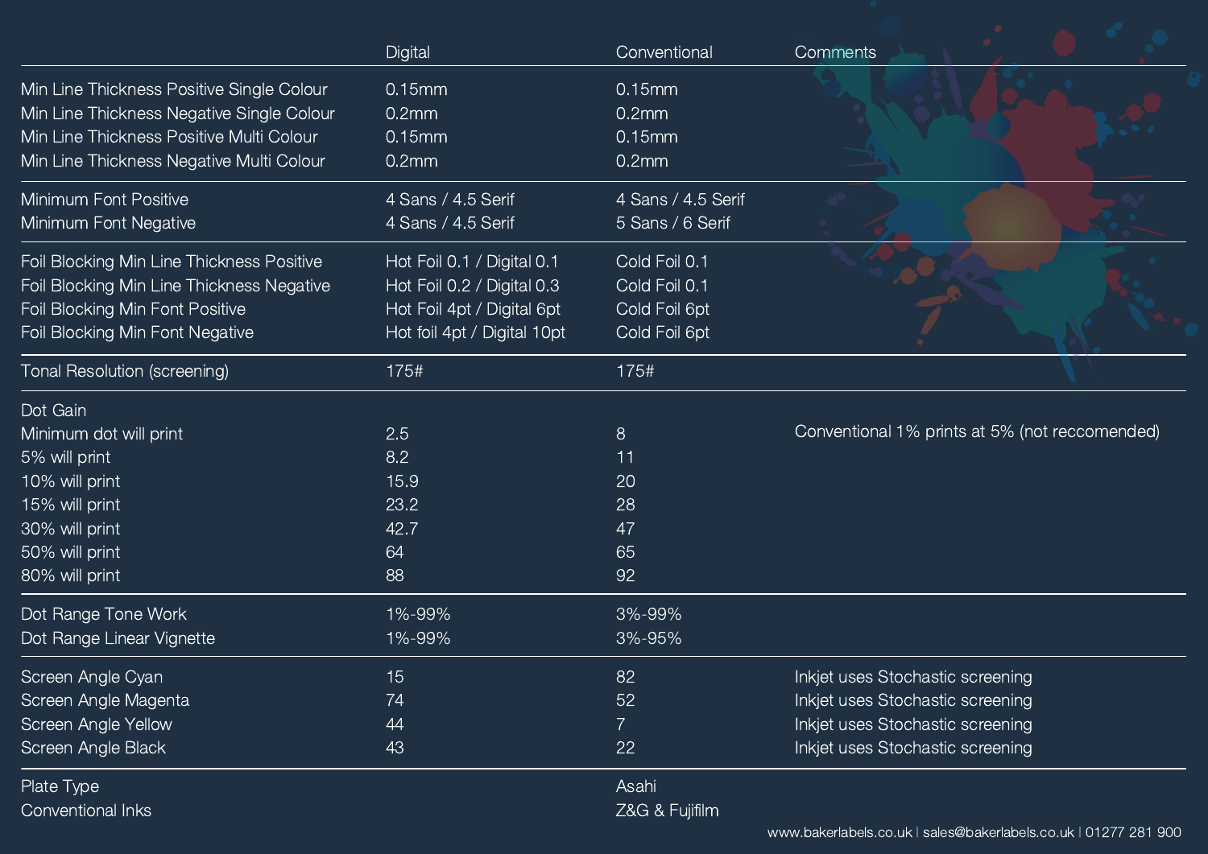| | Digital | Conventional | Comments |
|---|---|---|---|
| Min Line Thickness Positive Single Colour | 0.15mm | 0.15mm | |
| Min Line Thickness Negative Single Colour | 0.2mm | 0.2mm | |
| Min Line Thickness Positive Multi Colour | 0.15mm | 0.15mm | |
| Min Line Thickness Negative Multi Colour | 0.2mm | 0.2mm | |
| Minimum Font Positive | 4 Sans / 4.5 Serif | 4 Sans / 4.5 Serif | |
| Minimum Font Negative | 4 Sans / 4.5 Serif | 5 Sans / 6 Serif | |
| Foil Blocking Min Line Thickness Positive | Hot Foil 0.1 / Digital 0.1 | Cold Foil 0.1 | |
| Foil Blocking Min Line Thickness Negative | Hot Foil 0.2 / Digital 0.3 | Cold Foil 0.1 | |
| Foil Blocking Min Font Positive | Hot Foil 4pt / Digital 6pt | Cold Foil 6pt | |
| Foil Blocking Min Font Negative | Hot foil 4pt / Digital 10pt | Cold Foil 6pt | |
| Tonal Resolution (screening) | 175# | 175# | |
| Dot Gain | | | |
| Minimum dot will print | 2.5 | 8 | Conventional 1% prints at 5% (not reccomended) |
| 5% will print | 8.2 | 11 | |
| 10% will print | 15.9 | 20 | |
| 15% will print | 23.2 | 28 | |
| 30% will print | 42.7 | 47 | |
| 50% will print | 64 | 65 | |
| 80% will print | 88 | 92 | |
| Dot Range Tone Work | 1%-99% | 3%-99% | |
| Dot Range Linear Vignette | 1%-99% | 3%-95% | |
| Screen Angle Cyan | 15 | 82 | Inkjet uses Stochastic screening |
| Screen Angle Magenta | 74 | 52 | Inkjet uses Stochastic screening |
| Screen Angle Yellow | 44 | 7 | Inkjet uses Stochastic screening |
| Screen Angle Black | 43 | 22 | Inkjet uses Stochastic screening |
| Plate Type | | Asahi | |
| Conventional Inks | | Z&G & Fujifilm | |

www.bakerlabels.co.uk | sales@bakerlabels.co.uk | 01277 281 900